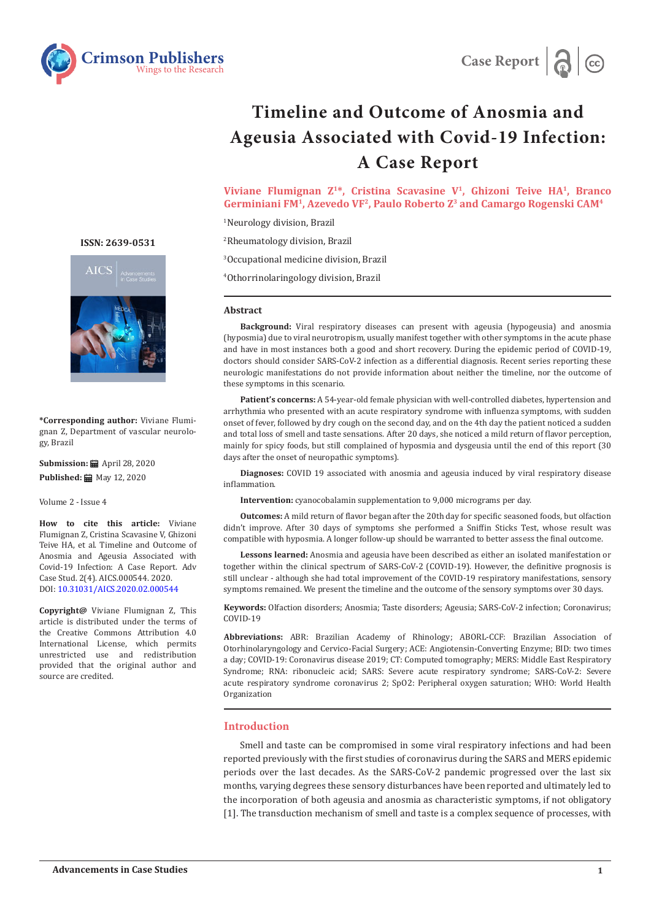Case Report

# Timeline and Outcome of Anosmia and Ageusia Associated with Covid-19 Infection: A Case Report

**Viviane Flumignan Z[1]*, Cristina Scavasine V[1], Ghizoni Teive HA[1], Branco Germiniani FM[1], Azevedo VF[2], Paulo Roberto Z[3] and Camargo Rogenski CAM[4]**

[1]Neurology division, Brazil

[2]Rheumatology division, Brazil

[3]Occupational medicine division, Brazil

[4]Othorrinolaringology division, Brazil

**ISSN: 2639-0531**

**\*Corresponding author:** Viviane Flumignan Z, Department of vascular neurology, Brazil

**Submission:** April 28, 2020

**Published:** May 12, 2020

Volume 2 - Issue 4

**How to cite this article:** Viviane Flumignan Z, Cristina Scavasine V, Ghizoni Teive HA, et al. Timeline and Outcome of Anosmia and Ageusia Associated with Covid-19 Infection: A Case Report. Adv Case Stud. 2(4). AICS.000544. 2020. DOI: 10.31031/AICS.2020.02.000544

**Copyright@** Viviane Flumignan Z, This article is distributed under the terms of the Creative Commons Attribution 4.0 International License, which permits unrestricted use and redistribution provided that the original author and source are credited.

## Abstract

**Background:** Viral respiratory diseases can present with ageusia (hypogeusia) and anosmia (hyposmia) due to viral neurotropism, usually manifest together with other symptoms in the acute phase and have in most instances both a good and short recovery. During the epidemic period of COVID-19, doctors should consider SARS-CoV-2 infection as a differential diagnosis. Recent series reporting these neurologic manifestations do not provide information about neither the timeline, nor the outcome of these symptoms in this scenario.

**Patient's concerns:** A 54-year-old female physician with well-controlled diabetes, hypertension and arrhythmia who presented with an acute respiratory syndrome with influenza symptoms, with sudden onset of fever, followed by dry cough on the second day, and on the 4th day the patient noticed a sudden and total loss of smell and taste sensations. After 20 days, she noticed a mild return of flavor perception, mainly for spicy foods, but still complained of hyposmia and dysgeusia until the end of this report (30 days after the onset of neuropathic symptoms).

**Diagnoses:** COVID 19 associated with anosmia and ageusia induced by viral respiratory disease inflammation.

**Intervention:** cyanocobalamin supplementation to 9,000 micrograms per day.

**Outcomes:** A mild return of flavor began after the 20th day for specific seasoned foods, but olfaction didn't improve. After 30 days of symptoms she performed a Sniffin Sticks Test, whose result was compatible with hyposmia. A longer follow-up should be warranted to better assess the final outcome.

**Lessons learned:** Anosmia and ageusia have been described as either an isolated manifestation or together within the clinical spectrum of SARS-CoV-2 (COVID-19). However, the definitive prognosis is still unclear - although she had total improvement of the COVID-19 respiratory manifestations, sensory symptoms remained. We present the timeline and the outcome of the sensory symptoms over 30 days.

**Keywords:** Olfaction disorders; Anosmia; Taste disorders; Ageusia; SARS-CoV-2 infection; Coronavirus; COVID-19

**Abbreviations:** ABR: Brazilian Academy of Rhinology; ABORL-CCF: Brazilian Association of Otorhinolaryngology and Cervico-Facial Surgery; ACE: Angiotensin-Converting Enzyme; BID: two times a day; COVID-19: Coronavirus disease 2019; CT: Computed tomography; MERS: Middle East Respiratory Syndrome; RNA: ribonucleic acid; SARS: Severe acute respiratory syndrome; SARS-CoV-2: Severe acute respiratory syndrome coronavirus 2; SpO2: Peripheral oxygen saturation; WHO: World Health Organization

## Introduction

Smell and taste can be compromised in some viral respiratory infections and had been reported previously with the first studies of coronavirus during the SARS and MERS epidemic periods over the last decades. As the SARS-CoV-2 pandemic progressed over the last six months, varying degrees these sensory disturbances have been reported and ultimately led to the incorporation of both ageusia and anosmia as characteristic symptoms, if not obligatory [1]. The transduction mechanism of smell and taste is a complex sequence of processes, with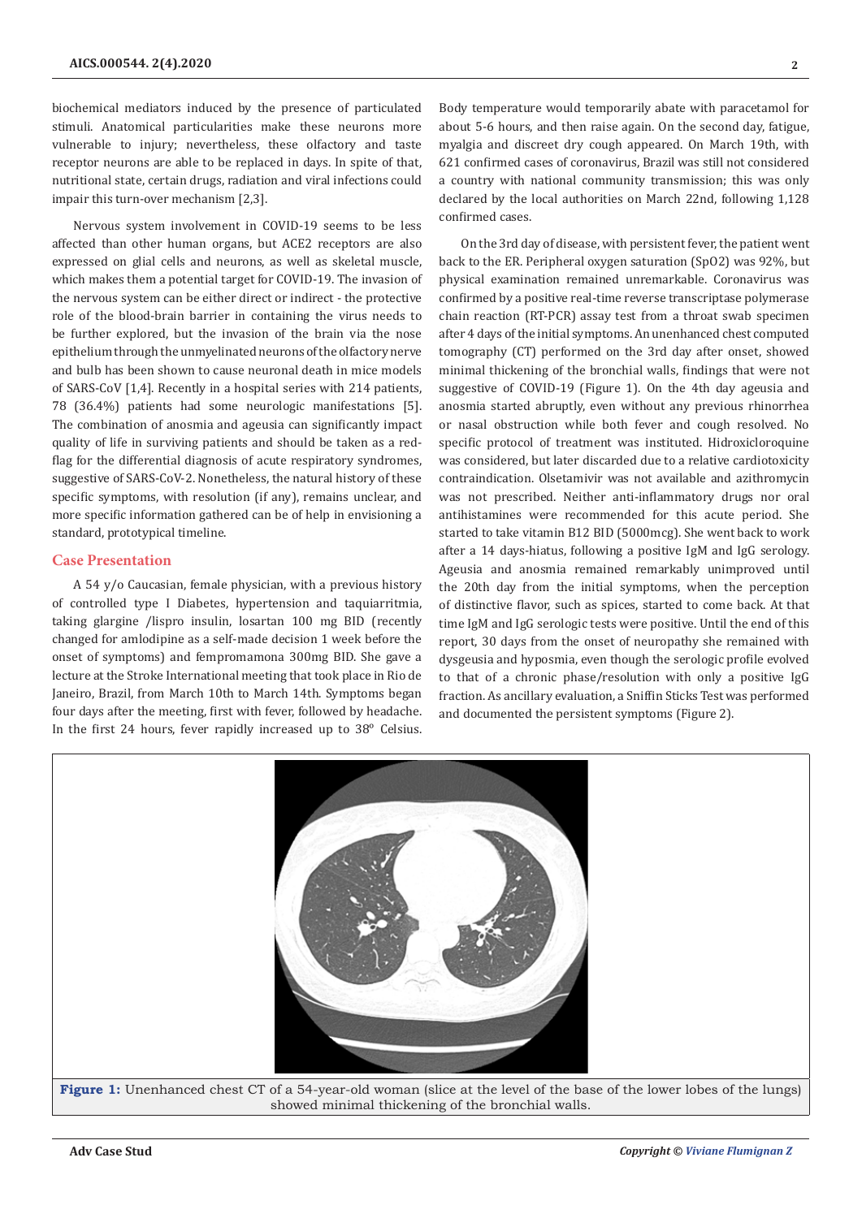biochemical mediators induced by the presence of particulated stimuli. Anatomical particularities make these neurons more vulnerable to injury; nevertheless, these olfactory and taste receptor neurons are able to be replaced in days. In spite of that, nutritional state, certain drugs, radiation and viral infections could impair this turn-over mechanism [2,3].

Nervous system involvement in COVID-19 seems to be less affected than other human organs, but ACE2 receptors are also expressed on glial cells and neurons, as well as skeletal muscle, which makes them a potential target for COVID-19. The invasion of the nervous system can be either direct or indirect - the protective role of the blood-brain barrier in containing the virus needs to be further explored, but the invasion of the brain via the nose epithelium through the unmyelinated neurons of the olfactory nerve and bulb has been shown to cause neuronal death in mice models of SARS-CoV [1,4]. Recently in a hospital series with 214 patients, 78 (36.4%) patients had some neurologic manifestations [5]. The combination of anosmia and ageusia can significantly impact quality of life in surviving patients and should be taken as a red-flag for the differential diagnosis of acute respiratory syndromes, suggestive of SARS-CoV-2. Nonetheless, the natural history of these specific symptoms, with resolution (if any), remains unclear, and more specific information gathered can be of help in envisioning a standard, prototypical timeline.

## Case Presentation

A 54 y/o Caucasian, female physician, with a previous history of controlled type I Diabetes, hypertension and taquiarritmia, taking glargine /lispro insulin, losartan 100 mg BID (recently changed for amlodipine as a self-made decision 1 week before the onset of symptoms) and fempromamona 300mg BID. She gave a lecture at the Stroke International meeting that took place in Rio de Janeiro, Brazil, from March 10th to March 14th. Symptoms began four days after the meeting, first with fever, followed by headache. In the first 24 hours, fever rapidly increased up to 38º Celsius. Body temperature would temporarily abate with paracetamol for about 5-6 hours, and then raise again. On the second day, fatigue, myalgia and discreet dry cough appeared. On March 19th, with 621 confirmed cases of coronavirus, Brazil was still not considered a country with national community transmission; this was only declared by the local authorities on March 22nd, following 1,128 confirmed cases.

On the 3rd day of disease, with persistent fever, the patient went back to the ER. Peripheral oxygen saturation (SpO2) was 92%, but physical examination remained unremarkable. Coronavirus was confirmed by a positive real-time reverse transcriptase polymerase chain reaction (RT-PCR) assay test from a throat swab specimen after 4 days of the initial symptoms. An unenhanced chest computed tomography (CT) performed on the 3rd day after onset, showed minimal thickening of the bronchial walls, findings that were not suggestive of COVID-19 (Figure 1). On the 4th day ageusia and anosmia started abruptly, even without any previous rhinorrhea or nasal obstruction while both fever and cough resolved. No specific protocol of treatment was instituted. Hidroxicloroquine was considered, but later discarded due to a relative cardiotoxicity contraindication. Olsetamivir was not available and azithromycin was not prescribed. Neither anti-inflammatory drugs nor oral antihistamines were recommended for this acute period. She started to take vitamin B12 BID (5000mcg). She went back to work after a 14 days-hiatus, following a positive IgM and IgG serology. Ageusia and anosmia remained remarkably unimproved until the 20th day from the initial symptoms, when the perception of distinctive flavor, such as spices, started to come back. At that time IgM and IgG serologic tests were positive. Until the end of this report, 30 days from the onset of neuropathy she remained with dysgeusia and hyposmia, even though the serologic profile evolved to that of a chronic phase/resolution with only a positive IgG fraction. As ancillary evaluation, a Sniffin Sticks Test was performed and documented the persistent symptoms (Figure 2).

**Figure 1:** Unenhanced chest CT of a 54-year-old woman (slice at the level of the base of the lower lobes of the lungs) showed minimal thickening of the bronchial walls.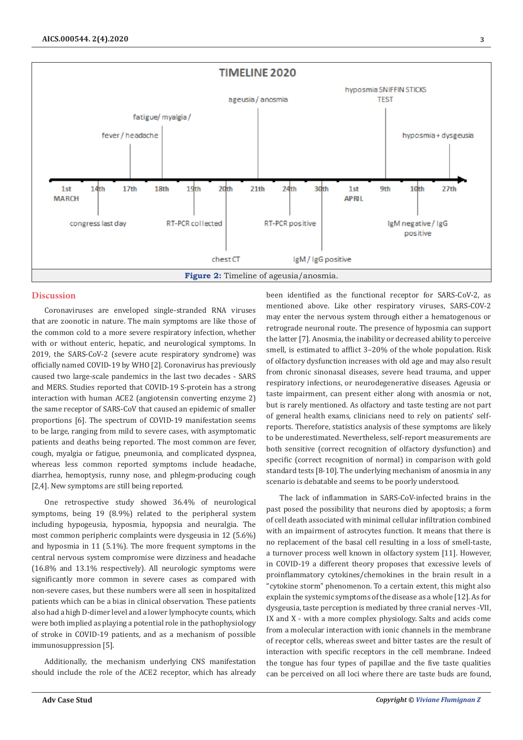TIMELINE 2020

| Date | Event |
|---|---|
| 1st MARCH | |
| 14th | congress last day |
| 17th | fever / headache |
| 18th | fatigue/ myalgia / |
| 19th | RT-PCR collected |
| 20th | chest CT |
| 21th | ageusia / anosmia |
| 24th | RT-PCR positive |
| 30th | IgM / IgG positive |
| 1st APRIL | |
| 9th | hyposmia SNIFFIN STICKS TEST |
| 10th | IgM negative / IgG positive |
| 27th | hyposmia + dysgeusia |

**Figure 2:** Timeline of ageusia/anosmia.

## Discussion

Coronaviruses are enveloped single-stranded RNA viruses that are zoonotic in nature. The main symptoms are like those of the common cold to a more severe respiratory infection, whether with or without enteric, hepatic, and neurological symptoms. In 2019, the SARS-CoV-2 (severe acute respiratory syndrome) was officially named COVID-19 by WHO [2]. Coronavirus has previously caused two large-scale pandemics in the last two decades - SARS and MERS. Studies reported that COVID-19 S-protein has a strong interaction with human ACE2 (angiotensin converting enzyme 2) the same receptor of SARS-CoV that caused an epidemic of smaller proportions [6]. The spectrum of COVID-19 manifestation seems to be large, ranging from mild to severe cases, with asymptomatic patients and deaths being reported. The most common are fever, cough, myalgia or fatigue, pneumonia, and complicated dyspnea, whereas less common reported symptoms include headache, diarrhea, hemoptysis, runny nose, and phlegm-producing cough [2,4]. New symptoms are still being reported.

One retrospective study showed 36.4% of neurological symptoms, being 19 (8.9%) related to the peripheral system including hypogeusia, hyposmia, hypopsia and neuralgia. The most common peripheric complaints were dysgeusia in 12 (5.6%) and hyposmia in 11 (5.1%). The more frequent symptoms in the central nervous system compromise were dizziness and headache (16.8% and 13.1% respectively). All neurologic symptoms were significantly more common in severe cases as compared with non-severe cases, but these numbers were all seen in hospitalized patients which can be a bias in clinical observation. These patients also had a high D-dimer level and a lower lymphocyte counts, which were both implied as playing a potential role in the pathophysiology of stroke in COVID-19 patients, and as a mechanism of possible immunosuppression [5].

Additionally, the mechanism underlying CNS manifestation should include the role of the ACE2 receptor, which has already been identified as the functional receptor for SARS-CoV-2, as mentioned above. Like other respiratory viruses, SARS-COV-2 may enter the nervous system through either a hematogenous or retrograde neuronal route. The presence of hyposmia can support the latter [7]. Anosmia, the inability or decreased ability to perceive smell, is estimated to afflict 3–20% of the whole population. Risk of olfactory dysfunction increases with old age and may also result from chronic sinonasal diseases, severe head trauma, and upper respiratory infections, or neurodegenerative diseases. Ageusia or taste impairment, can present either along with anosmia or not, but is rarely mentioned. As olfactory and taste testing are not part of general health exams, clinicians need to rely on patients' self-reports. Therefore, statistics analysis of these symptoms are likely to be underestimated. Nevertheless, self-report measurements are both sensitive (correct recognition of olfactory dysfunction) and specific (correct recognition of normal) in comparison with gold standard tests [8-10]. The underlying mechanism of anosmia in any scenario is debatable and seems to be poorly understood.

The lack of inflammation in SARS-CoV-infected brains in the past posed the possibility that neurons died by apoptosis; a form of cell death associated with minimal cellular infiltration combined with an impairment of astrocytes function. It means that there is no replacement of the basal cell resulting in a loss of smell-taste, a turnover process well known in olfactory system [11]. However, in COVID-19 a different theory proposes that excessive levels of proinflammatory cytokines/chemokines in the brain result in a "cytokine storm" phenomenon. To a certain extent, this might also explain the systemic symptoms of the disease as a whole [12]. As for dysgeusia, taste perception is mediated by three cranial nerves -VII, IX and X - with a more complex physiology. Salts and acids come from a molecular interaction with ionic channels in the membrane of receptor cells, whereas sweet and bitter tastes are the result of interaction with specific receptors in the cell membrane. Indeed the tongue has four types of papillae and the five taste qualities can be perceived on all loci where there are taste buds are found,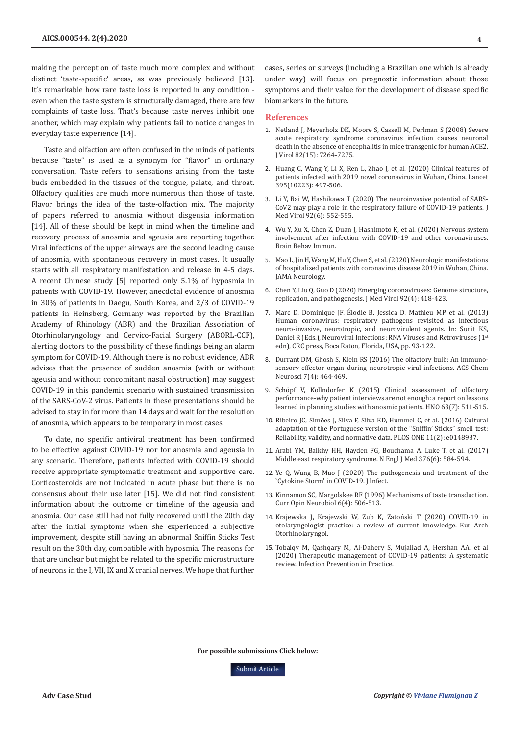making the perception of taste much more complex and without distinct 'taste-specific' areas, as was previously believed [13]. It's remarkable how rare taste loss is reported in any condition - even when the taste system is structurally damaged, there are few complaints of taste loss. That's because taste nerves inhibit one another, which may explain why patients fail to notice changes in everyday taste experience [14].

Taste and olfaction are often confused in the minds of patients because "taste" is used as a synonym for "flavor" in ordinary conversation. Taste refers to sensations arising from the taste buds embedded in the tissues of the tongue, palate, and throat. Olfactory qualities are much more numerous than those of taste. Flavor brings the idea of the taste-olfaction mix. The majority of papers referred to anosmia without disgeusia information [14]. All of these should be kept in mind when the timeline and recovery process of anosmia and ageusia are reporting together. Viral infections of the upper airways are the second leading cause of anosmia, with spontaneous recovery in most cases. It usually starts with all respiratory manifestation and release in 4-5 days. A recent Chinese study [5] reported only 5.1% of hyposmia in patients with COVID-19. However, anecdotal evidence of anosmia in 30% of patients in Daegu, South Korea, and 2/3 of COVID-19 patients in Heinsberg, Germany was reported by the Brazilian Academy of Rhinology (ABR) and the Brazilian Association of Otorhinolaryngology and Cervico-Facial Surgery (ABORL-CCF), alerting doctors to the possibility of these findings being an alarm symptom for COVID-19. Although there is no robust evidence, ABR advises that the presence of sudden anosmia (with or without ageusia and without concomitant nasal obstruction) may suggest COVID-19 in this pandemic scenario with sustained transmission of the SARS-CoV-2 virus. Patients in these presentations should be advised to stay in for more than 14 days and wait for the resolution of anosmia, which appears to be temporary in most cases.

To date, no specific antiviral treatment has been confirmed to be effective against COVID-19 nor for anosmia and ageusia in any scenario. Therefore, patients infected with COVID-19 should receive appropriate symptomatic treatment and supportive care. Corticosteroids are not indicated in acute phase but there is no consensus about their use later [15]. We did not find consistent information about the outcome or timeline of the ageusia and anosmia. Our case still had not fully recovered until the 20th day after the initial symptoms when she experienced a subjective improvement, despite still having an abnormal Sniffin Sticks Test result on the 30th day, compatible with hyposmia. The reasons for that are unclear but might be related to the specific microstructure of neurons in the I, VII, IX and X cranial nerves. We hope that further cases, series or surveys (including a Brazilian one which is already under way) will focus on prognostic information about those symptoms and their value for the development of disease specific biomarkers in the future.

## References

1. Netland J, Meyerholz DK, Moore S, Cassell M, Perlman S (2008) Severe acute respiratory syndrome coronavirus infection causes neuronal death in the absence of encephalitis in mice transgenic for human ACE2. J Virol 82(15): 7264-7275.
2. Huang C, Wang Y, Li X, Ren L, Zhao J, et al. (2020) Clinical features of patients infected with 2019 novel coronavirus in Wuhan, China. Lancet 395(10223): 497-506.
3. Li Y, Bai W, Hashikawa T (2020) The neuroinvasive potential of SARS-CoV2 may play a role in the respiratory failure of COVID-19 patients. J Med Virol 92(6): 552-555.
4. Wu Y, Xu X, Chen Z, Duan J, Hashimoto K, et al. (2020) Nervous system involvement after infection with COVID-19 and other coronaviruses. Brain Behav Immun.
5. Mao L, Jin H, Wang M, Hu Y, Chen S, et al. (2020) Neurologic manifestations of hospitalized patients with coronavirus disease 2019 in Wuhan, China. JAMA Neurology.
6. Chen Y, Liu Q, Guo D (2020) Emerging coronaviruses: Genome structure, replication, and pathogenesis. J Med Virol 92(4): 418-423.
7. Marc D, Dominique JF, Élodie B, Jessica D, Mathieu MP, et al. (2013) Human coronavirus: respiratory pathogens revisited as infectious neuro-invasive, neurotropic, and neurovirulent agents. In: Sunit KS, Daniel R (Eds.), Neuroviral Infections: RNA Viruses and Retroviruses (1st edn), CRC press, Boca Raton, Florida, USA, pp. 93-122.
8. Durrant DM, Ghosh S, Klein RS (2016) The olfactory bulb: An immunosensory effector organ during neurotropic viral infections. ACS Chem Neurosci 7(4): 464-469.
9. Schöpf V, Kollndorfer K (2015) Clinical assessment of olfactory performance-why patient interviews are not enough: a report on lessons learned in planning studies with anosmic patients. HNO 63(7): 511-515.
10. Ribeiro JC, Simões J, Silva F, Silva ED, Hummel C, et al. (2016) Cultural adaptation of the Portuguese version of the "Sniffin' Sticks" smell test: Reliability, validity, and normative data. PLOS ONE 11(2): e0148937.
11. Arabi YM, Balkhy HH, Hayden FG, Bouchama A, Luke T, et al. (2017) Middle east respiratory syndrome. N Engl J Med 376(6): 584-594.
12. Ye Q, Wang B, Mao J (2020) The pathogenesis and treatment of the `Cytokine Storm' in COVID-19. J Infect.
13. Kinnamon SC, Margolskee RF (1996) Mechanisms of taste transduction. Curr Opin Neurobiol 6(4): 506-513.
14. Krajewska J, Krajewski W, Zub K, Zatoński T (2020) COVID-19 in otolaryngologist practice: a review of current knowledge. Eur Arch Otorhinolaryngol.
15. Tobaiqy M, Qashqary M, Al-Dahery S, Mujallad A, Hershan AA, et al (2020) Therapeutic management of COVID-19 patients: A systematic review. Infection Prevention in Practice.

**For possible submissions Click below:**

Submit Article